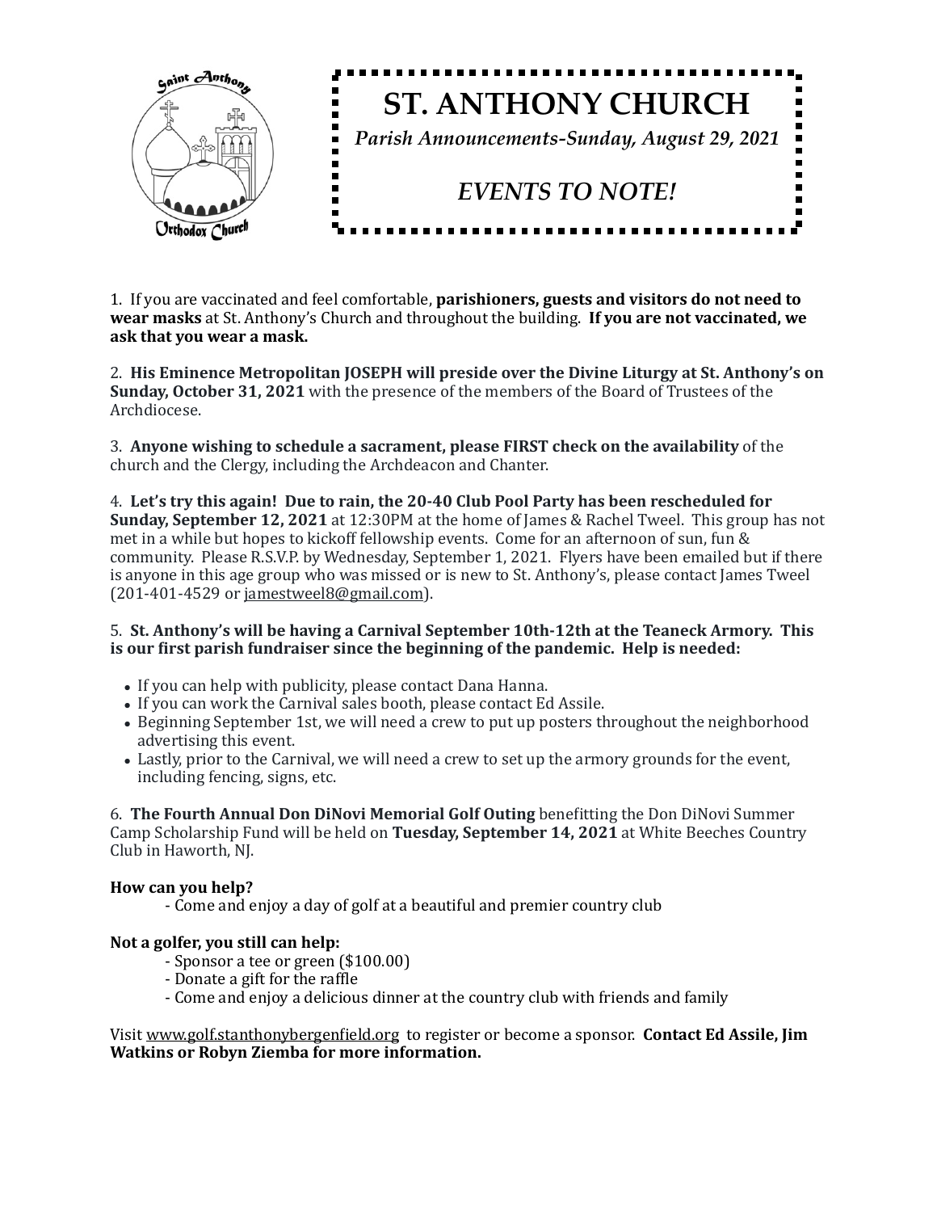# ST. ANTHONY CHURCH

*Parish Announcements-Sunday, August 29, 2021*

## *EVENTS TO NOTE!*

1. If you are vaccinated and feel comfortable, **parishioners, guests and visitors do not need to wear masks** at St. Anthony's Church and throughout the building. **If you are not vaccinated, we ask that you wear a mask.**

2. **His Eminence Metropolitan JOSEPH will preside over the Divine Liturgy at St. Anthony's on Sunday, October 31, 2021** with the presence of the members of the Board of Trustees of the Archdiocese.

3. **Anyone wishing to schedule a sacrament, please FIRST check on the availability** of the church and the Clergy, including the Archdeacon and Chanter.

4. **Let's try this again! Due to rain, the 20-40 Club Pool Party has been rescheduled for Sunday, September 12, 2021** at 12:30PM at the home of James & Rachel Tweel. This group has not met in a while but hopes to kickoff fellowship events. Come for an afternoon of sun, fun & community. Please R.S.V.P. by Wednesday, September 1, 2021. Flyers have been emailed but if there is anyone in this age group who was missed or is new to St. Anthony's, please contact James Tweel (201-401-4529 or jamestweel8@gmail.com).

5. **St. Anthony's will be having a Carnival September 10th-12th at the Teaneck Armory. This is our first parish fundraiser since the beginning of the pandemic. Help is needed:**

- If you can help with publicity, please contact Dana Hanna.
- If you can work the Carnival sales booth, please contact Ed Assile.
- Beginning September 1st, we will need a crew to put up posters throughout the neighborhood advertising this event.
- Lastly, prior to the Carnival, we will need a crew to set up the armory grounds for the event, including fencing, signs, etc.

6. **The Fourth Annual Don DiNovi Memorial Golf Outing** benefitting the Don DiNovi Summer Camp Scholarship Fund will be held on **Tuesday, September 14, 2021** at White Beeches Country Club in Haworth, NJ.

**How can you help?**

- Come and enjoy a day of golf at a beautiful and premier country club

**Not a golfer, you still can help:**

- Sponsor a tee or green ($100.00)
- Donate a gift for the raffle
- Come and enjoy a delicious dinner at the country club with friends and family

Visit www.golf.stanthonybergenfield.org to register or become a sponsor. **Contact Ed Assile, Jim Watkins or Robyn Ziemba for more information.**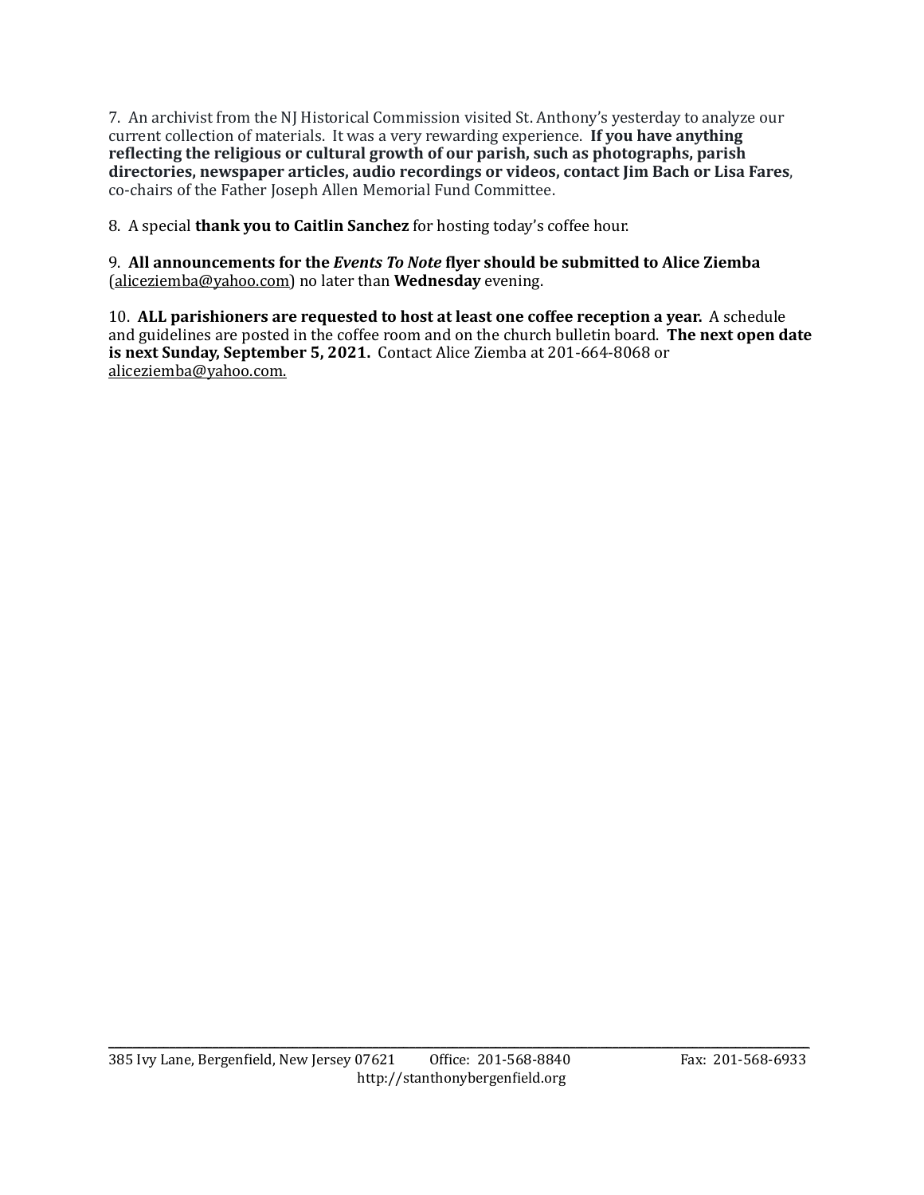7. An archivist from the NJ Historical Commission visited St. Anthony's yesterday to analyze our current collection of materials. It was a very rewarding experience. **If you have anything reflecting the religious or cultural growth of our parish, such as photographs, parish directories, newspaper articles, audio recordings or videos, contact Jim Bach or Lisa Fares**, co-chairs of the Father Joseph Allen Memorial Fund Committee.

8. A special **thank you to Caitlin Sanchez** for hosting today's coffee hour.

9. **All announcements for the *Events To Note* flyer should be submitted to Alice Ziemba** (aliceziemba@yahoo.com) no later than **Wednesday** evening.

10. **ALL parishioners are requested to host at least one coffee reception a year.** A schedule and guidelines are posted in the coffee room and on the church bulletin board. **The next open date is next Sunday, September 5, 2021.** Contact Alice Ziemba at 201-664-8068 or aliceziemba@yahoo.com.